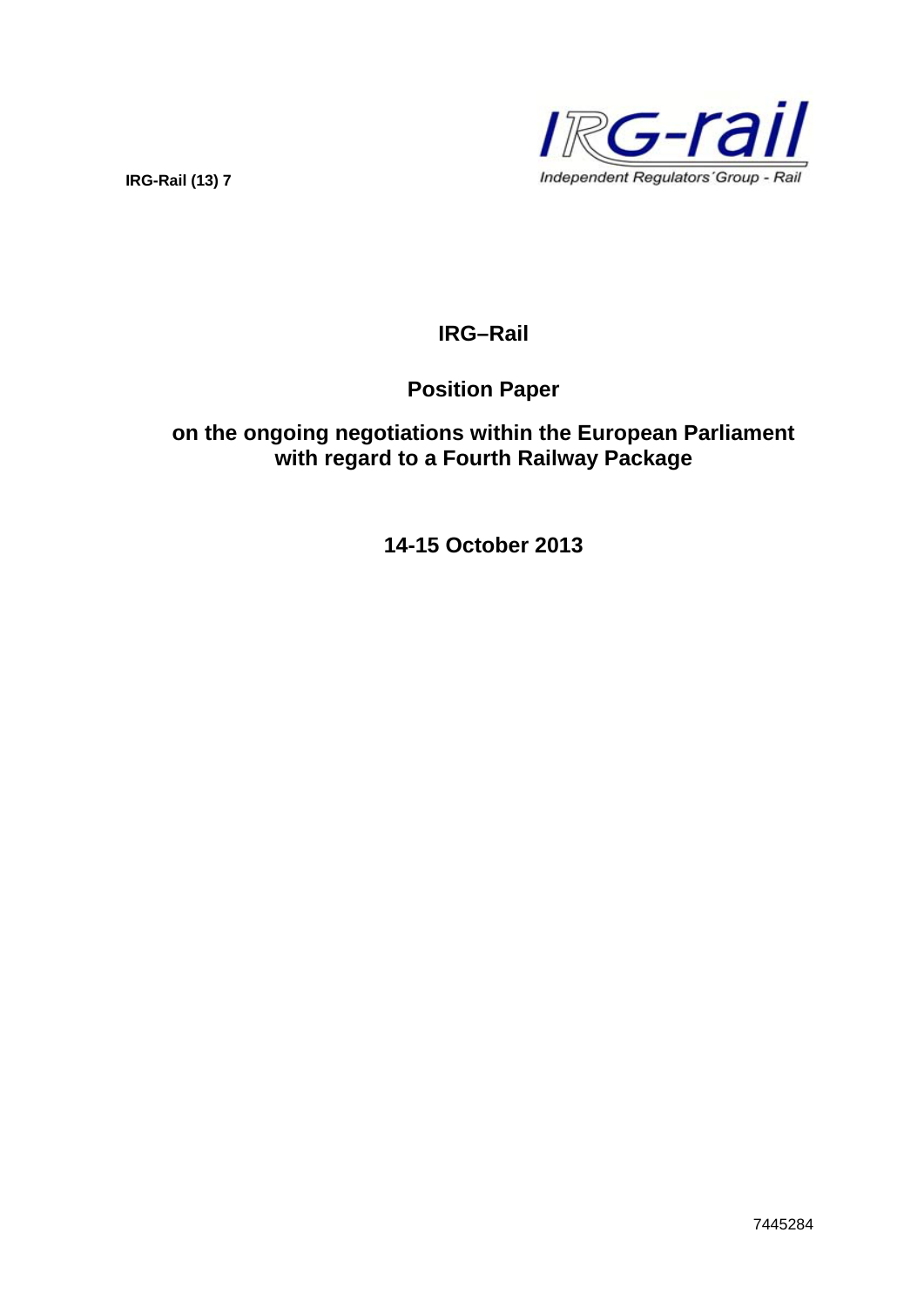IRG-Rail (13) 7

IRG-rail

Independent Regulators´Group - Rail

# IRG–Rail

## Position Paper

## on the ongoing negotiations within the European Parliament with regard to a Fourth Railway Package

**14-15 October 2013**

7445284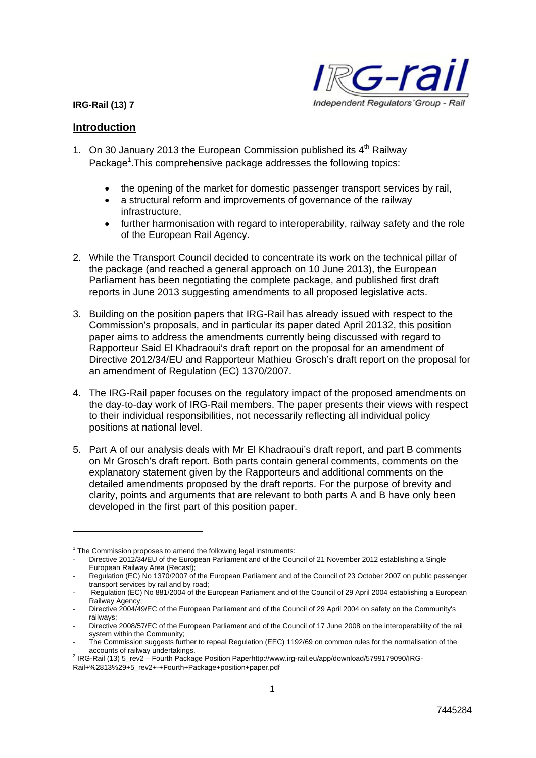**IRG-Rail (13) 7**

## Introduction

1. On 30 January 2013 the European Commission published its 4th Railway Package[1].This comprehensive package addresses the following topics:

   - the opening of the market for domestic passenger transport services by rail,
   - a structural reform and improvements of governance of the railway infrastructure,
   - further harmonisation with regard to interoperability, railway safety and the role of the European Rail Agency.

2. While the Transport Council decided to concentrate its work on the technical pillar of the package (and reached a general approach on 10 June 2013), the European Parliament has been negotiating the complete package, and published first draft reports in June 2013 suggesting amendments to all proposed legislative acts.

3. Building on the position papers that IRG-Rail has already issued with respect to the Commission's proposals, and in particular its paper dated April 20132, this position paper aims to address the amendments currently being discussed with regard to Rapporteur Said El Khadraoui's draft report on the proposal for an amendment of Directive 2012/34/EU and Rapporteur Mathieu Grosch's draft report on the proposal for an amendment of Regulation (EC) 1370/2007.

4. The IRG-Rail paper focuses on the regulatory impact of the proposed amendments on the day-to-day work of IRG-Rail members. The paper presents their views with respect to their individual responsibilities, not necessarily reflecting all individual policy positions at national level.

5. Part A of our analysis deals with Mr El Khadraoui's draft report, and part B comments on Mr Grosch's draft report. Both parts contain general comments, comments on the explanatory statement given by the Rapporteurs and additional comments on the detailed amendments proposed by the draft reports. For the purpose of brevity and clarity, points and arguments that are relevant to both parts A and B have only been developed in the first part of this position paper.

---

[1] The Commission proposes to amend the following legal instruments:
- Directive 2012/34/EU of the European Parliament and of the Council of 21 November 2012 establishing a Single European Railway Area (Recast);
- Regulation (EC) No 1370/2007 of the European Parliament and of the Council of 23 October 2007 on public passenger transport services by rail and by road;
- Regulation (EC) No 881/2004 of the European Parliament and of the Council of 29 April 2004 establishing a European Railway Agency;
- Directive 2004/49/EC of the European Parliament and of the Council of 29 April 2004 on safety on the Community's railways;
- Directive 2008/57/EC of the European Parliament and of the Council of 17 June 2008 on the interoperability of the rail system within the Community;
- The Commission suggests further to repeal Regulation (EEC) 1192/69 on common rules for the normalisation of the accounts of railway undertakings.

[2] IRG-Rail (13) 5_rev2 – Fourth Package Position Paperhttp://www.irg-rail.eu/app/download/5799179090/IRG-Rail+%2813%29+5_rev2+-+Fourth+Package+position+paper.pdf

7445284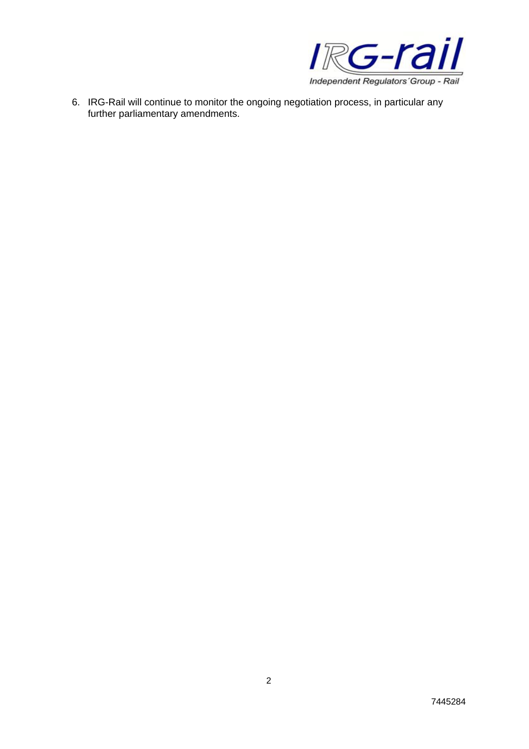6. IRG-Rail will continue to monitor the ongoing negotiation process, in particular any further parliamentary amendments.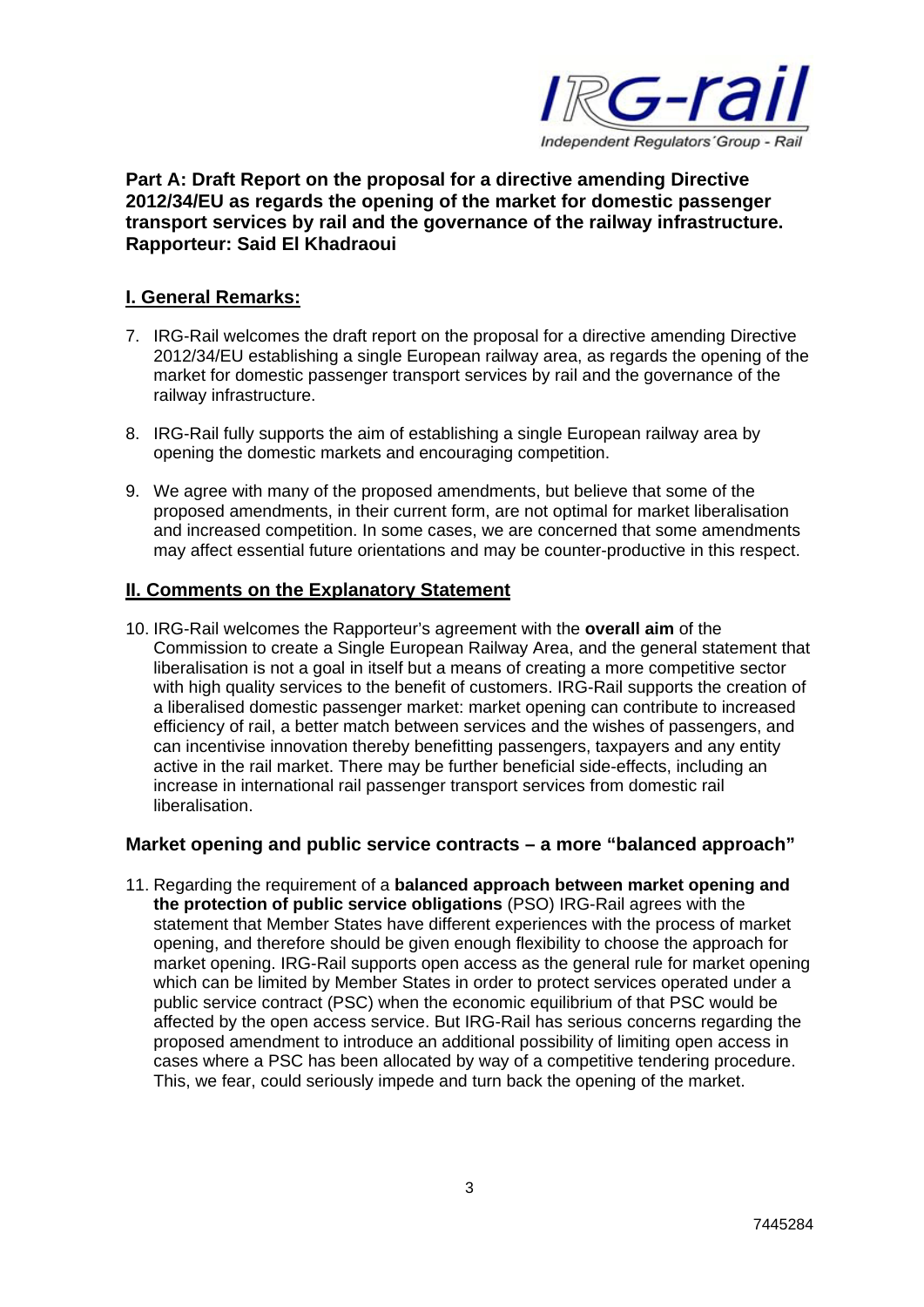**Part A: Draft Report on the proposal for a directive amending Directive 2012/34/EU as regards the opening of the market for domestic passenger transport services by rail and the governance of the railway infrastructure. Rapporteur: Said El Khadraoui**

## I. General Remarks:

7. IRG-Rail welcomes the draft report on the proposal for a directive amending Directive 2012/34/EU establishing a single European railway area, as regards the opening of the market for domestic passenger transport services by rail and the governance of the railway infrastructure.

8. IRG-Rail fully supports the aim of establishing a single European railway area by opening the domestic markets and encouraging competition.

9. We agree with many of the proposed amendments, but believe that some of the proposed amendments, in their current form, are not optimal for market liberalisation and increased competition. In some cases, we are concerned that some amendments may affect essential future orientations and may be counter-productive in this respect.

## II. Comments on the Explanatory Statement

10. IRG-Rail welcomes the Rapporteur's agreement with the **overall aim** of the Commission to create a Single European Railway Area, and the general statement that liberalisation is not a goal in itself but a means of creating a more competitive sector with high quality services to the benefit of customers. IRG-Rail supports the creation of a liberalised domestic passenger market: market opening can contribute to increased efficiency of rail, a better match between services and the wishes of passengers, and can incentivise innovation thereby benefitting passengers, taxpayers and any entity active in the rail market. There may be further beneficial side-effects, including an increase in international rail passenger transport services from domestic rail liberalisation.

### Market opening and public service contracts – a more "balanced approach"

11. Regarding the requirement of a **balanced approach between market opening and the protection of public service obligations** (PSO) IRG-Rail agrees with the statement that Member States have different experiences with the process of market opening, and therefore should be given enough flexibility to choose the approach for market opening. IRG-Rail supports open access as the general rule for market opening which can be limited by Member States in order to protect services operated under a public service contract (PSC) when the economic equilibrium of that PSC would be affected by the open access service. But IRG-Rail has serious concerns regarding the proposed amendment to introduce an additional possibility of limiting open access in cases where a PSC has been allocated by way of a competitive tendering procedure. This, we fear, could seriously impede and turn back the opening of the market.

7445284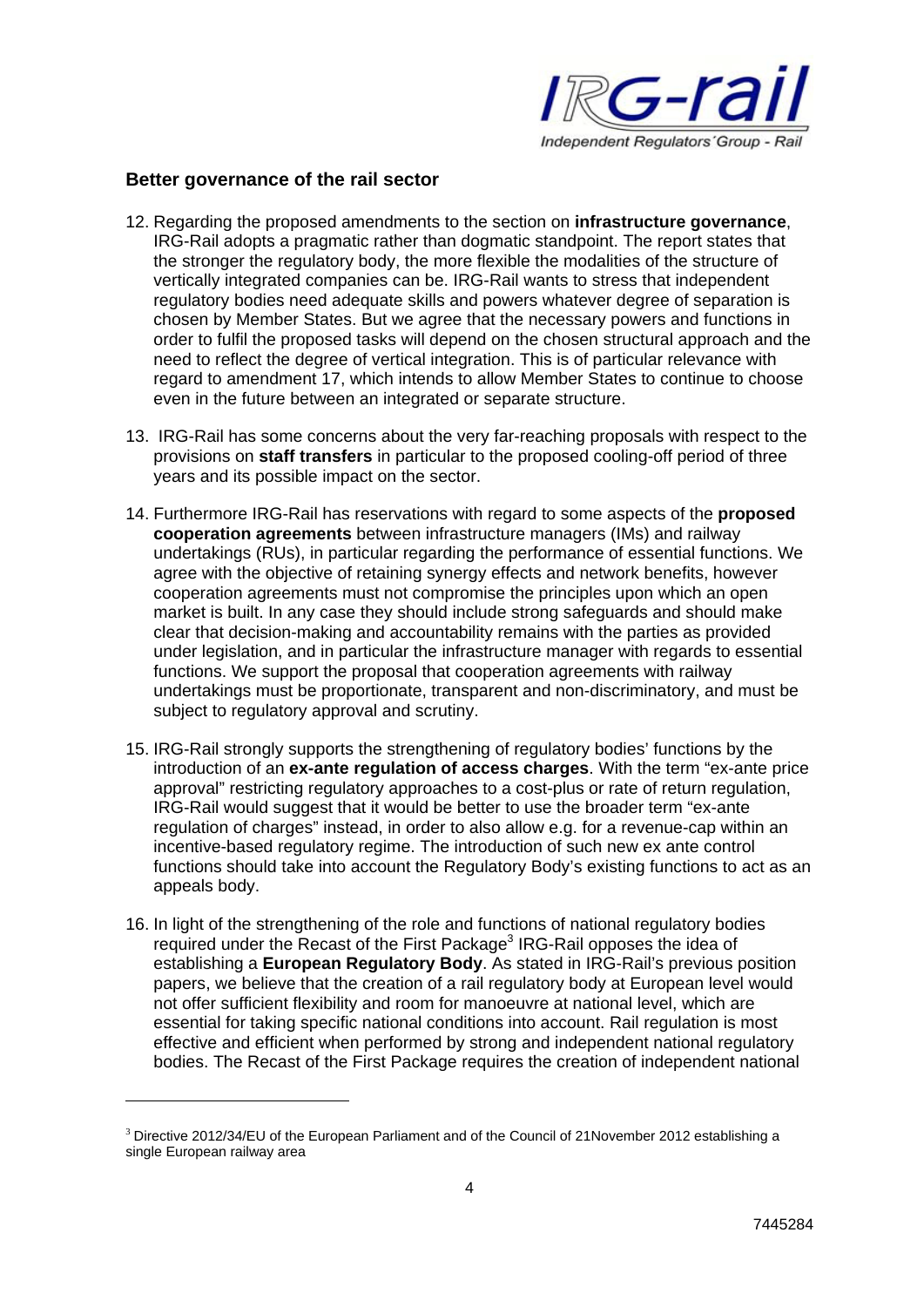## Better governance of the rail sector

12. Regarding the proposed amendments to the section on **infrastructure governance**, IRG-Rail adopts a pragmatic rather than dogmatic standpoint. The report states that the stronger the regulatory body, the more flexible the modalities of the structure of vertically integrated companies can be. IRG-Rail wants to stress that independent regulatory bodies need adequate skills and powers whatever degree of separation is chosen by Member States. But we agree that the necessary powers and functions in order to fulfil the proposed tasks will depend on the chosen structural approach and the need to reflect the degree of vertical integration. This is of particular relevance with regard to amendment 17, which intends to allow Member States to continue to choose even in the future between an integrated or separate structure.

13. IRG-Rail has some concerns about the very far-reaching proposals with respect to the provisions on **staff transfers** in particular to the proposed cooling-off period of three years and its possible impact on the sector.

14. Furthermore IRG-Rail has reservations with regard to some aspects of the **proposed cooperation agreements** between infrastructure managers (IMs) and railway undertakings (RUs), in particular regarding the performance of essential functions. We agree with the objective of retaining synergy effects and network benefits, however cooperation agreements must not compromise the principles upon which an open market is built. In any case they should include strong safeguards and should make clear that decision-making and accountability remains with the parties as provided under legislation, and in particular the infrastructure manager with regards to essential functions. We support the proposal that cooperation agreements with railway undertakings must be proportionate, transparent and non-discriminatory, and must be subject to regulatory approval and scrutiny.

15. IRG-Rail strongly supports the strengthening of regulatory bodies' functions by the introduction of an **ex-ante regulation of access charges**. With the term "ex-ante price approval" restricting regulatory approaches to a cost-plus or rate of return regulation, IRG-Rail would suggest that it would be better to use the broader term "ex-ante regulation of charges" instead, in order to also allow e.g. for a revenue-cap within an incentive-based regulatory regime. The introduction of such new ex ante control functions should take into account the Regulatory Body's existing functions to act as an appeals body.

16. In light of the strengthening of the role and functions of national regulatory bodies required under the Recast of the First Package[3] IRG-Rail opposes the idea of establishing a **European Regulatory Body**. As stated in IRG-Rail's previous position papers, we believe that the creation of a rail regulatory body at European level would not offer sufficient flexibility and room for manoeuvre at national level, which are essential for taking specific national conditions into account. Rail regulation is most effective and efficient when performed by strong and independent national regulatory bodies. The Recast of the First Package requires the creation of independent national

[3] Directive 2012/34/EU of the European Parliament and of the Council of 21November 2012 establishing a single European railway area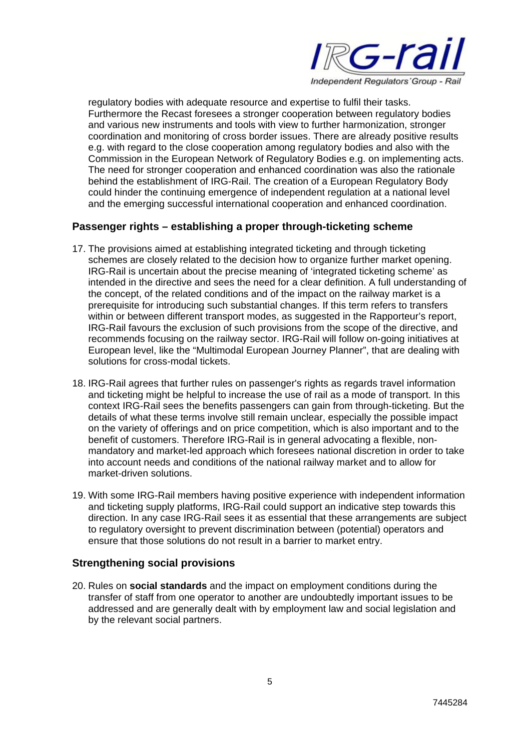regulatory bodies with adequate resource and expertise to fulfil their tasks. Furthermore the Recast foresees a stronger cooperation between regulatory bodies and various new instruments and tools with view to further harmonization, stronger coordination and monitoring of cross border issues. There are already positive results e.g. with regard to the close cooperation among regulatory bodies and also with the Commission in the European Network of Regulatory Bodies e.g. on implementing acts. The need for stronger cooperation and enhanced coordination was also the rationale behind the establishment of IRG-Rail. The creation of a European Regulatory Body could hinder the continuing emergence of independent regulation at a national level and the emerging successful international cooperation and enhanced coordination.

## Passenger rights – establishing a proper through-ticketing scheme

17. The provisions aimed at establishing integrated ticketing and through ticketing schemes are closely related to the decision how to organize further market opening. IRG-Rail is uncertain about the precise meaning of 'integrated ticketing scheme' as intended in the directive and sees the need for a clear definition. A full understanding of the concept, of the related conditions and of the impact on the railway market is a prerequisite for introducing such substantial changes. If this term refers to transfers within or between different transport modes, as suggested in the Rapporteur's report, IRG-Rail favours the exclusion of such provisions from the scope of the directive, and recommends focusing on the railway sector. IRG-Rail will follow on-going initiatives at European level, like the "Multimodal European Journey Planner", that are dealing with solutions for cross-modal tickets.

18. IRG-Rail agrees that further rules on passenger's rights as regards travel information and ticketing might be helpful to increase the use of rail as a mode of transport. In this context IRG-Rail sees the benefits passengers can gain from through-ticketing. But the details of what these terms involve still remain unclear, especially the possible impact on the variety of offerings and on price competition, which is also important and to the benefit of customers. Therefore IRG-Rail is in general advocating a flexible, non-mandatory and market-led approach which foresees national discretion in order to take into account needs and conditions of the national railway market and to allow for market-driven solutions.

19. With some IRG-Rail members having positive experience with independent information and ticketing supply platforms, IRG-Rail could support an indicative step towards this direction. In any case IRG-Rail sees it as essential that these arrangements are subject to regulatory oversight to prevent discrimination between (potential) operators and ensure that those solutions do not result in a barrier to market entry.

## Strengthening social provisions

20. Rules on **social standards** and the impact on employment conditions during the transfer of staff from one operator to another are undoubtedly important issues to be addressed and are generally dealt with by employment law and social legislation and by the relevant social partners.

7445284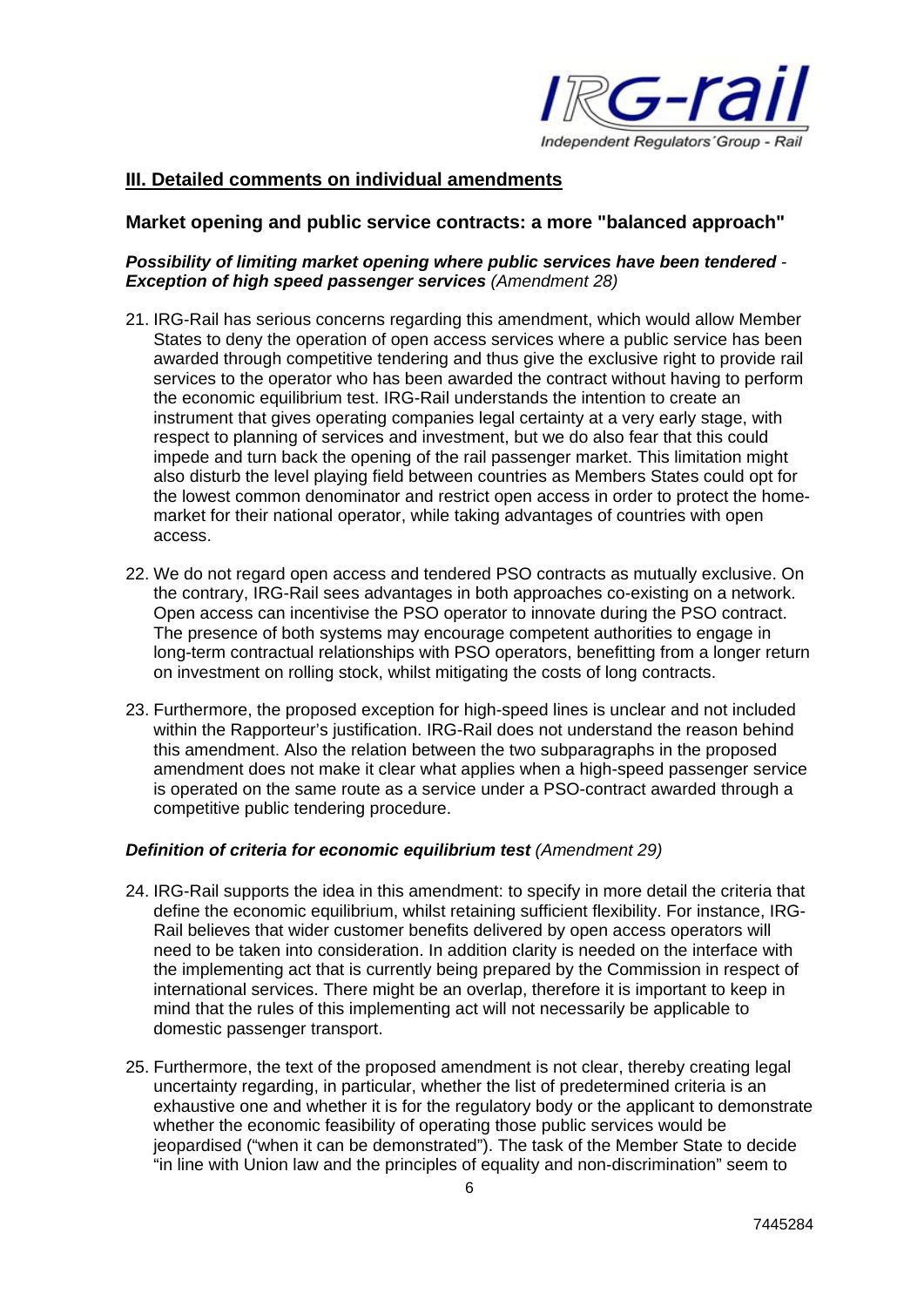## III. Detailed comments on individual amendments

### Market opening and public service contracts: a more "balanced approach"

***Possibility of limiting market opening where public services have been tendered - Exception of high speed passenger services*** *(Amendment 28)*

21. IRG-Rail has serious concerns regarding this amendment, which would allow Member States to deny the operation of open access services where a public service has been awarded through competitive tendering and thus give the exclusive right to provide rail services to the operator who has been awarded the contract without having to perform the economic equilibrium test. IRG-Rail understands the intention to create an instrument that gives operating companies legal certainty at a very early stage, with respect to planning of services and investment, but we do also fear that this could impede and turn back the opening of the rail passenger market. This limitation might also disturb the level playing field between countries as Members States could opt for the lowest common denominator and restrict open access in order to protect the home-market for their national operator, while taking advantages of countries with open access.

22. We do not regard open access and tendered PSO contracts as mutually exclusive. On the contrary, IRG-Rail sees advantages in both approaches co-existing on a network. Open access can incentivise the PSO operator to innovate during the PSO contract. The presence of both systems may encourage competent authorities to engage in long-term contractual relationships with PSO operators, benefitting from a longer return on investment on rolling stock, whilst mitigating the costs of long contracts.

23. Furthermore, the proposed exception for high-speed lines is unclear and not included within the Rapporteur's justification. IRG-Rail does not understand the reason behind this amendment. Also the relation between the two subparagraphs in the proposed amendment does not make it clear what applies when a high-speed passenger service is operated on the same route as a service under a PSO-contract awarded through a competitive public tendering procedure.

***Definition of criteria for economic equilibrium test*** *(Amendment 29)*

24. IRG-Rail supports the idea in this amendment: to specify in more detail the criteria that define the economic equilibrium, whilst retaining sufficient flexibility. For instance, IRG-Rail believes that wider customer benefits delivered by open access operators will need to be taken into consideration. In addition clarity is needed on the interface with the implementing act that is currently being prepared by the Commission in respect of international services. There might be an overlap, therefore it is important to keep in mind that the rules of this implementing act will not necessarily be applicable to domestic passenger transport.

25. Furthermore, the text of the proposed amendment is not clear, thereby creating legal uncertainty regarding, in particular, whether the list of predetermined criteria is an exhaustive one and whether it is for the regulatory body or the applicant to demonstrate whether the economic feasibility of operating those public services would be jeopardised ("when it can be demonstrated"). The task of the Member State to decide "in line with Union law and the principles of equality and non-discrimination" seem to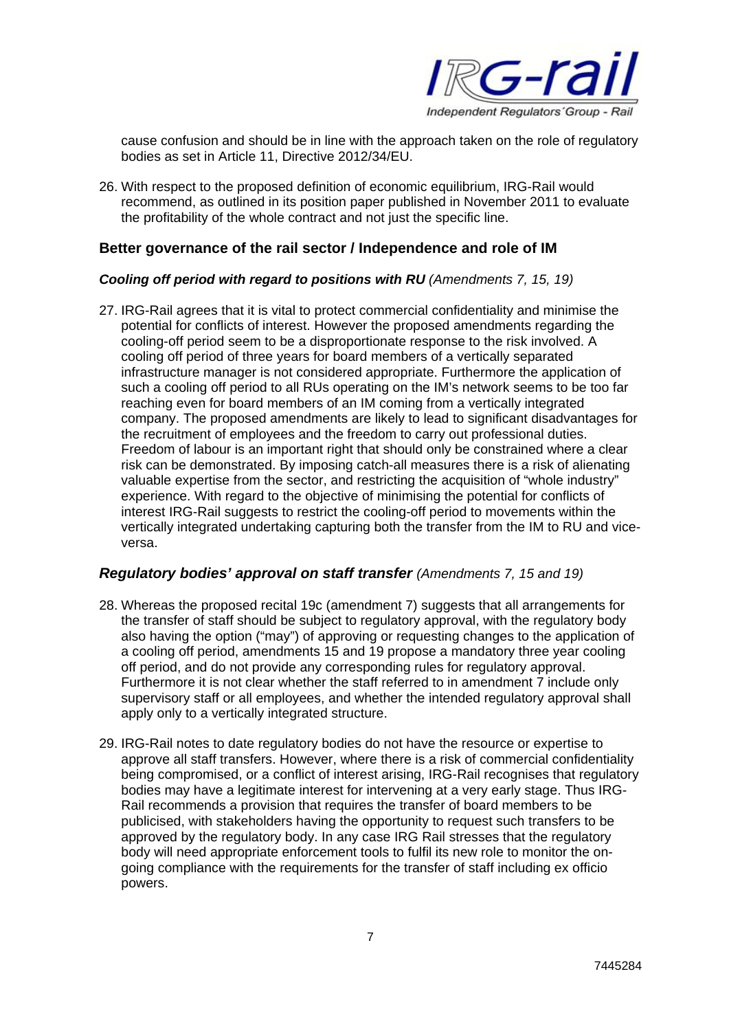cause confusion and should be in line with the approach taken on the role of regulatory bodies as set in Article 11, Directive 2012/34/EU.

26. With respect to the proposed definition of economic equilibrium, IRG-Rail would recommend, as outlined in its position paper published in November 2011 to evaluate the profitability of the whole contract and not just the specific line.

## Better governance of the rail sector / Independence and role of IM

### *Cooling off period with regard to positions with RU (Amendments 7, 15, 19)*

27. IRG-Rail agrees that it is vital to protect commercial confidentiality and minimise the potential for conflicts of interest. However the proposed amendments regarding the cooling-off period seem to be a disproportionate response to the risk involved. A cooling off period of three years for board members of a vertically separated infrastructure manager is not considered appropriate. Furthermore the application of such a cooling off period to all RUs operating on the IM's network seems to be too far reaching even for board members of an IM coming from a vertically integrated company. The proposed amendments are likely to lead to significant disadvantages for the recruitment of employees and the freedom to carry out professional duties. Freedom of labour is an important right that should only be constrained where a clear risk can be demonstrated. By imposing catch-all measures there is a risk of alienating valuable expertise from the sector, and restricting the acquisition of "whole industry" experience. With regard to the objective of minimising the potential for conflicts of interest IRG-Rail suggests to restrict the cooling-off period to movements within the vertically integrated undertaking capturing both the transfer from the IM to RU and vice-versa.

### *Regulatory bodies' approval on staff transfer (Amendments 7, 15 and 19)*

28. Whereas the proposed recital 19c (amendment 7) suggests that all arrangements for the transfer of staff should be subject to regulatory approval, with the regulatory body also having the option ("may") of approving or requesting changes to the application of a cooling off period, amendments 15 and 19 propose a mandatory three year cooling off period, and do not provide any corresponding rules for regulatory approval. Furthermore it is not clear whether the staff referred to in amendment 7 include only supervisory staff or all employees, and whether the intended regulatory approval shall apply only to a vertically integrated structure.

29. IRG-Rail notes to date regulatory bodies do not have the resource or expertise to approve all staff transfers. However, where there is a risk of commercial confidentiality being compromised, or a conflict of interest arising, IRG-Rail recognises that regulatory bodies may have a legitimate interest for intervening at a very early stage. Thus IRG-Rail recommends a provision that requires the transfer of board members to be publicised, with stakeholders having the opportunity to request such transfers to be approved by the regulatory body. In any case IRG Rail stresses that the regulatory body will need appropriate enforcement tools to fulfil its new role to monitor the on-going compliance with the requirements for the transfer of staff including ex officio powers.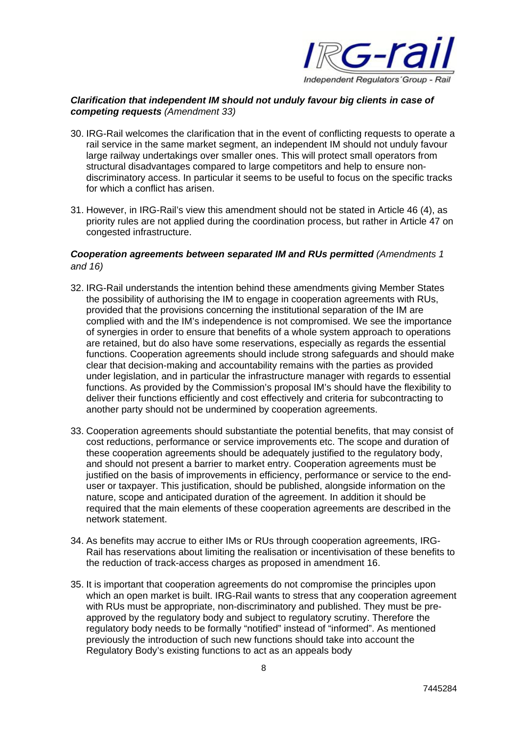***Clarification that independent IM should not unduly favour big clients in case of competing requests*** *(Amendment 33)*

30. IRG-Rail welcomes the clarification that in the event of conflicting requests to operate a rail service in the same market segment, an independent IM should not unduly favour large railway undertakings over smaller ones. This will protect small operators from structural disadvantages compared to large competitors and help to ensure non-discriminatory access. In particular it seems to be useful to focus on the specific tracks for which a conflict has arisen.

31. However, in IRG-Rail's view this amendment should not be stated in Article 46 (4), as priority rules are not applied during the coordination process, but rather in Article 47 on congested infrastructure.

***Cooperation agreements between separated IM and RUs permitted*** *(Amendments 1 and 16)*

32. IRG-Rail understands the intention behind these amendments giving Member States the possibility of authorising the IM to engage in cooperation agreements with RUs, provided that the provisions concerning the institutional separation of the IM are complied with and the IM's independence is not compromised. We see the importance of synergies in order to ensure that benefits of a whole system approach to operations are retained, but do also have some reservations, especially as regards the essential functions. Cooperation agreements should include strong safeguards and should make clear that decision-making and accountability remains with the parties as provided under legislation, and in particular the infrastructure manager with regards to essential functions. As provided by the Commission's proposal IM's should have the flexibility to deliver their functions efficiently and cost effectively and criteria for subcontracting to another party should not be undermined by cooperation agreements.

33. Cooperation agreements should substantiate the potential benefits, that may consist of cost reductions, performance or service improvements etc. The scope and duration of these cooperation agreements should be adequately justified to the regulatory body, and should not present a barrier to market entry. Cooperation agreements must be justified on the basis of improvements in efficiency, performance or service to the end-user or taxpayer. This justification, should be published, alongside information on the nature, scope and anticipated duration of the agreement. In addition it should be required that the main elements of these cooperation agreements are described in the network statement.

34. As benefits may accrue to either IMs or RUs through cooperation agreements, IRG-Rail has reservations about limiting the realisation or incentivisation of these benefits to the reduction of track-access charges as proposed in amendment 16.

35. It is important that cooperation agreements do not compromise the principles upon which an open market is built. IRG-Rail wants to stress that any cooperation agreement with RUs must be appropriate, non-discriminatory and published. They must be pre-approved by the regulatory body and subject to regulatory scrutiny. Therefore the regulatory body needs to be formally "notified" instead of "informed". As mentioned previously the introduction of such new functions should take into account the Regulatory Body's existing functions to act as an appeals body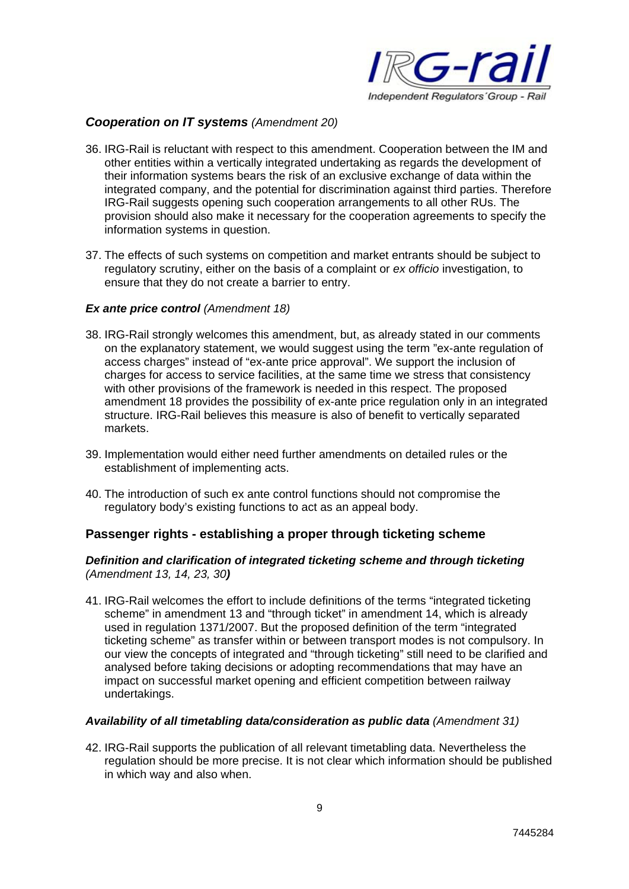### *Cooperation on IT systems* (Amendment 20)

36. IRG-Rail is reluctant with respect to this amendment. Cooperation between the IM and other entities within a vertically integrated undertaking as regards the development of their information systems bears the risk of an exclusive exchange of data within the integrated company, and the potential for discrimination against third parties. Therefore IRG-Rail suggests opening such cooperation arrangements to all other RUs. The provision should also make it necessary for the cooperation agreements to specify the information systems in question.

37. The effects of such systems on competition and market entrants should be subject to regulatory scrutiny, either on the basis of a complaint or *ex officio* investigation, to ensure that they do not create a barrier to entry.

### *Ex ante price control* (Amendment 18)

38. IRG-Rail strongly welcomes this amendment, but, as already stated in our comments on the explanatory statement, we would suggest using the term "ex-ante regulation of access charges" instead of "ex-ante price approval". We support the inclusion of charges for access to service facilities, at the same time we stress that consistency with other provisions of the framework is needed in this respect. The proposed amendment 18 provides the possibility of ex-ante price regulation only in an integrated structure. IRG-Rail believes this measure is also of benefit to vertically separated markets.

39. Implementation would either need further amendments on detailed rules or the establishment of implementing acts.

40. The introduction of such ex ante control functions should not compromise the regulatory body's existing functions to act as an appeal body.

## Passenger rights - establishing a proper through ticketing scheme

### *Definition and clarification of integrated ticketing scheme and through ticketing* (Amendment 13, 14, 23, 30)

41. IRG-Rail welcomes the effort to include definitions of the terms "integrated ticketing scheme" in amendment 13 and "through ticket" in amendment 14, which is already used in regulation 1371/2007. But the proposed definition of the term "integrated ticketing scheme" as transfer within or between transport modes is not compulsory. In our view the concepts of integrated and "through ticketing" still need to be clarified and analysed before taking decisions or adopting recommendations that may have an impact on successful market opening and efficient competition between railway undertakings.

### *Availability of all timetabling data/consideration as public data* (Amendment 31)

42. IRG-Rail supports the publication of all relevant timetabling data. Nevertheless the regulation should be more precise. It is not clear which information should be published in which way and also when.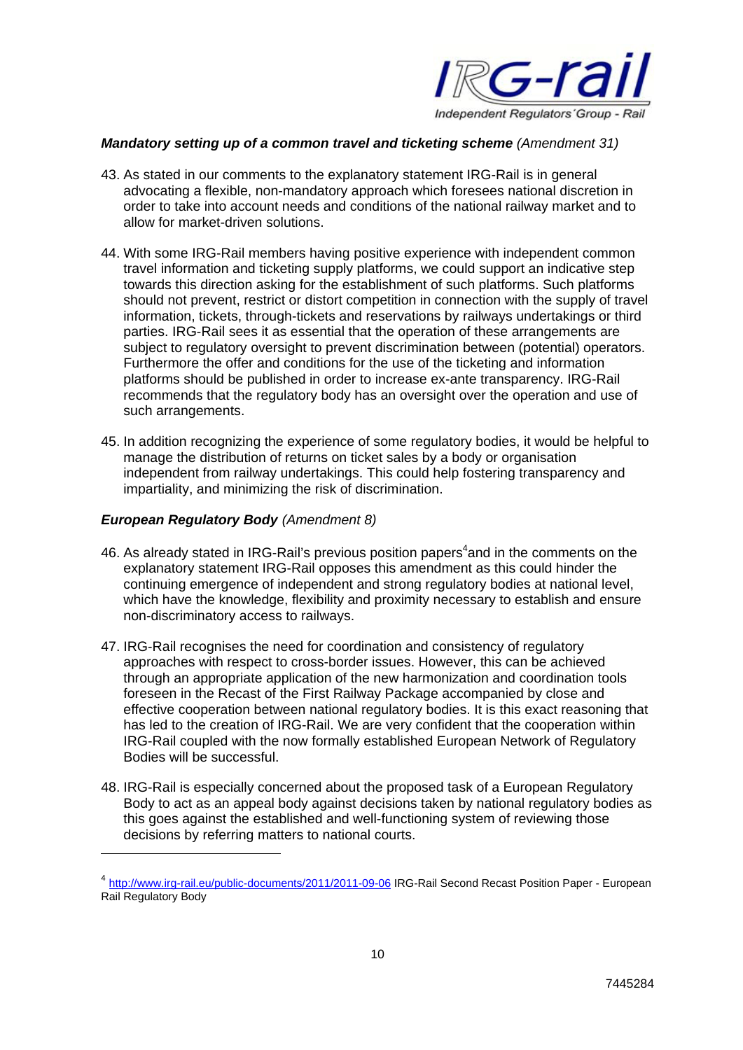***Mandatory setting up of a common travel and ticketing scheme** (Amendment 31)*

43. As stated in our comments to the explanatory statement IRG-Rail is in general advocating a flexible, non-mandatory approach which foresees national discretion in order to take into account needs and conditions of the national railway market and to allow for market-driven solutions.

44. With some IRG-Rail members having positive experience with independent common travel information and ticketing supply platforms, we could support an indicative step towards this direction asking for the establishment of such platforms. Such platforms should not prevent, restrict or distort competition in connection with the supply of travel information, tickets, through-tickets and reservations by railways undertakings or third parties. IRG-Rail sees it as essential that the operation of these arrangements are subject to regulatory oversight to prevent discrimination between (potential) operators. Furthermore the offer and conditions for the use of the ticketing and information platforms should be published in order to increase ex-ante transparency. IRG-Rail recommends that the regulatory body has an oversight over the operation and use of such arrangements.

45. In addition recognizing the experience of some regulatory bodies, it would be helpful to manage the distribution of returns on ticket sales by a body or organisation independent from railway undertakings. This could help fostering transparency and impartiality, and minimizing the risk of discrimination.

***European Regulatory Body** (Amendment 8)*

46. As already stated in IRG-Rail's previous position papers[4] and in the comments on the explanatory statement IRG-Rail opposes this amendment as this could hinder the continuing emergence of independent and strong regulatory bodies at national level, which have the knowledge, flexibility and proximity necessary to establish and ensure non-discriminatory access to railways.

47. IRG-Rail recognises the need for coordination and consistency of regulatory approaches with respect to cross-border issues. However, this can be achieved through an appropriate application of the new harmonization and coordination tools foreseen in the Recast of the First Railway Package accompanied by close and effective cooperation between national regulatory bodies. It is this exact reasoning that has led to the creation of IRG-Rail. We are very confident that the cooperation within IRG-Rail coupled with the now formally established European Network of Regulatory Bodies will be successful.

48. IRG-Rail is especially concerned about the proposed task of a European Regulatory Body to act as an appeal body against decisions taken by national regulatory bodies as this goes against the established and well-functioning system of reviewing those decisions by referring matters to national courts.

---

[4] http://www.irg-rail.eu/public-documents/2011/2011-09-06 IRG-Rail Second Recast Position Paper - European Rail Regulatory Body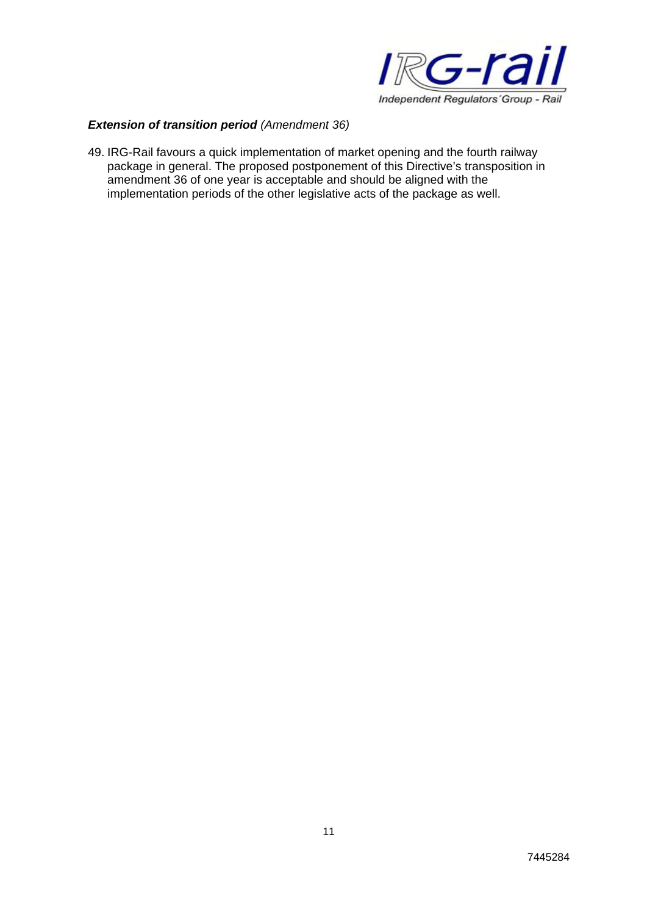***Extension of transition period*** *(Amendment 36)*

49. IRG-Rail favours a quick implementation of market opening and the fourth railway package in general. The proposed postponement of this Directive's transposition in amendment 36 of one year is acceptable and should be aligned with the implementation periods of the other legislative acts of the package as well.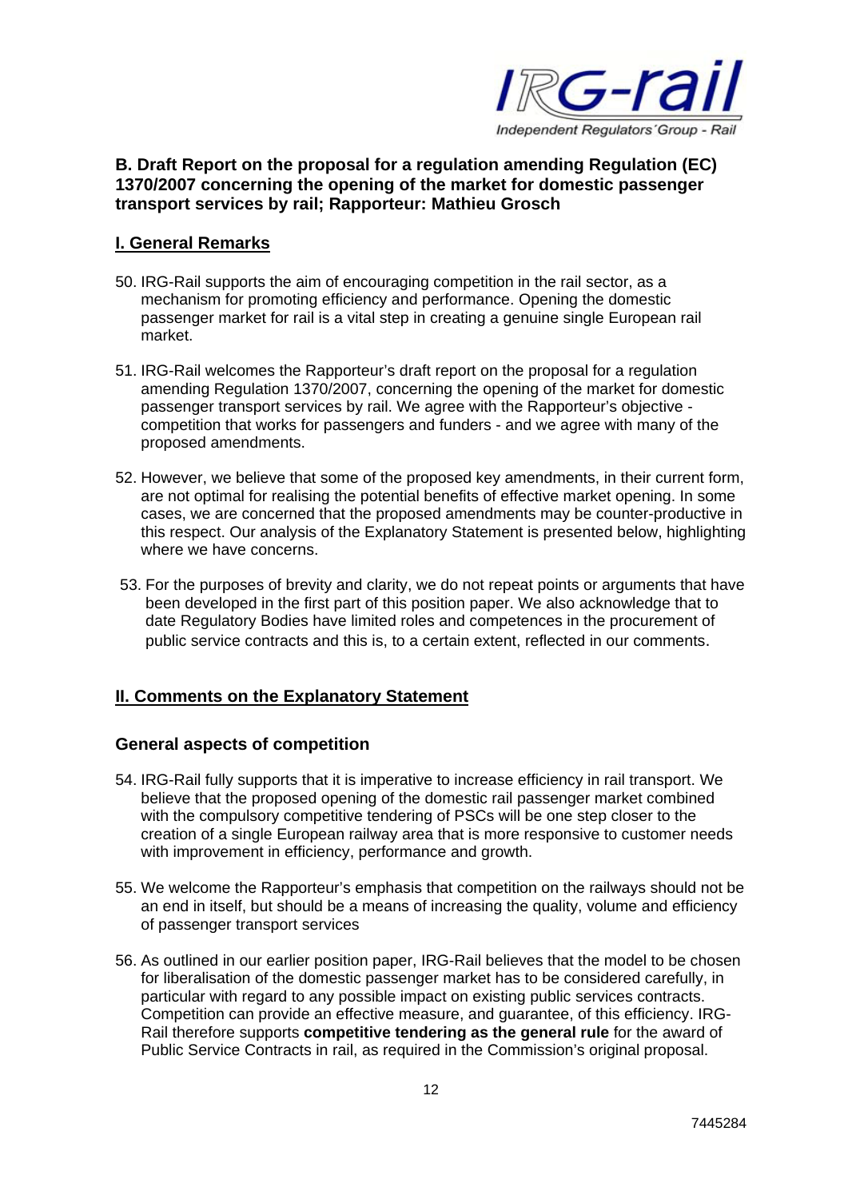## B. Draft Report on the proposal for a regulation amending Regulation (EC) 1370/2007 concerning the opening of the market for domestic passenger transport services by rail; Rapporteur: Mathieu Grosch

## I. General Remarks

50. IRG-Rail supports the aim of encouraging competition in the rail sector, as a mechanism for promoting efficiency and performance. Opening the domestic passenger market for rail is a vital step in creating a genuine single European rail market.

51. IRG-Rail welcomes the Rapporteur's draft report on the proposal for a regulation amending Regulation 1370/2007, concerning the opening of the market for domestic passenger transport services by rail. We agree with the Rapporteur's objective - competition that works for passengers and funders - and we agree with many of the proposed amendments.

52. However, we believe that some of the proposed key amendments, in their current form, are not optimal for realising the potential benefits of effective market opening. In some cases, we are concerned that the proposed amendments may be counter-productive in this respect. Our analysis of the Explanatory Statement is presented below, highlighting where we have concerns.

53. For the purposes of brevity and clarity, we do not repeat points or arguments that have been developed in the first part of this position paper. We also acknowledge that to date Regulatory Bodies have limited roles and competences in the procurement of public service contracts and this is, to a certain extent, reflected in our comments.

## II. Comments on the Explanatory Statement

### General aspects of competition

54. IRG-Rail fully supports that it is imperative to increase efficiency in rail transport. We believe that the proposed opening of the domestic rail passenger market combined with the compulsory competitive tendering of PSCs will be one step closer to the creation of a single European railway area that is more responsive to customer needs with improvement in efficiency, performance and growth.

55. We welcome the Rapporteur's emphasis that competition on the railways should not be an end in itself, but should be a means of increasing the quality, volume and efficiency of passenger transport services

56. As outlined in our earlier position paper, IRG-Rail believes that the model to be chosen for liberalisation of the domestic passenger market has to be considered carefully, in particular with regard to any possible impact on existing public services contracts. Competition can provide an effective measure, and guarantee, of this efficiency. IRG-Rail therefore supports **competitive tendering as the general rule** for the award of Public Service Contracts in rail, as required in the Commission's original proposal.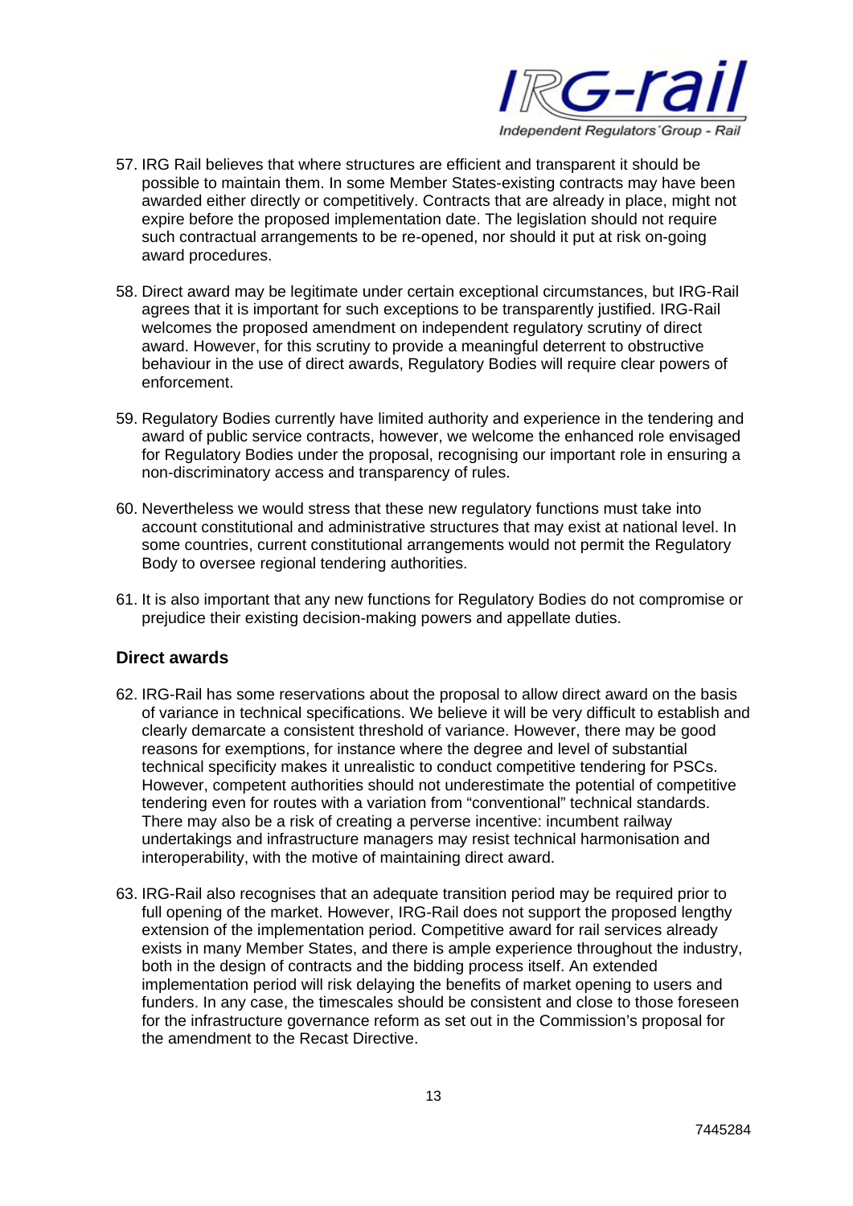57. IRG Rail believes that where structures are efficient and transparent it should be possible to maintain them. In some Member States-existing contracts may have been awarded either directly or competitively. Contracts that are already in place, might not expire before the proposed implementation date. The legislation should not require such contractual arrangements to be re-opened, nor should it put at risk on-going award procedures.

58. Direct award may be legitimate under certain exceptional circumstances, but IRG-Rail agrees that it is important for such exceptions to be transparently justified. IRG-Rail welcomes the proposed amendment on independent regulatory scrutiny of direct award. However, for this scrutiny to provide a meaningful deterrent to obstructive behaviour in the use of direct awards, Regulatory Bodies will require clear powers of enforcement.

59. Regulatory Bodies currently have limited authority and experience in the tendering and award of public service contracts, however, we welcome the enhanced role envisaged for Regulatory Bodies under the proposal, recognising our important role in ensuring a non-discriminatory access and transparency of rules.

60. Nevertheless we would stress that these new regulatory functions must take into account constitutional and administrative structures that may exist at national level. In some countries, current constitutional arrangements would not permit the Regulatory Body to oversee regional tendering authorities.

61. It is also important that any new functions for Regulatory Bodies do not compromise or prejudice their existing decision-making powers and appellate duties.

## Direct awards

62. IRG-Rail has some reservations about the proposal to allow direct award on the basis of variance in technical specifications. We believe it will be very difficult to establish and clearly demarcate a consistent threshold of variance. However, there may be good reasons for exemptions, for instance where the degree and level of substantial technical specificity makes it unrealistic to conduct competitive tendering for PSCs. However, competent authorities should not underestimate the potential of competitive tendering even for routes with a variation from "conventional" technical standards. There may also be a risk of creating a perverse incentive: incumbent railway undertakings and infrastructure managers may resist technical harmonisation and interoperability, with the motive of maintaining direct award.

63. IRG-Rail also recognises that an adequate transition period may be required prior to full opening of the market. However, IRG-Rail does not support the proposed lengthy extension of the implementation period. Competitive award for rail services already exists in many Member States, and there is ample experience throughout the industry, both in the design of contracts and the bidding process itself. An extended implementation period will risk delaying the benefits of market opening to users and funders. In any case, the timescales should be consistent and close to those foreseen for the infrastructure governance reform as set out in the Commission's proposal for the amendment to the Recast Directive.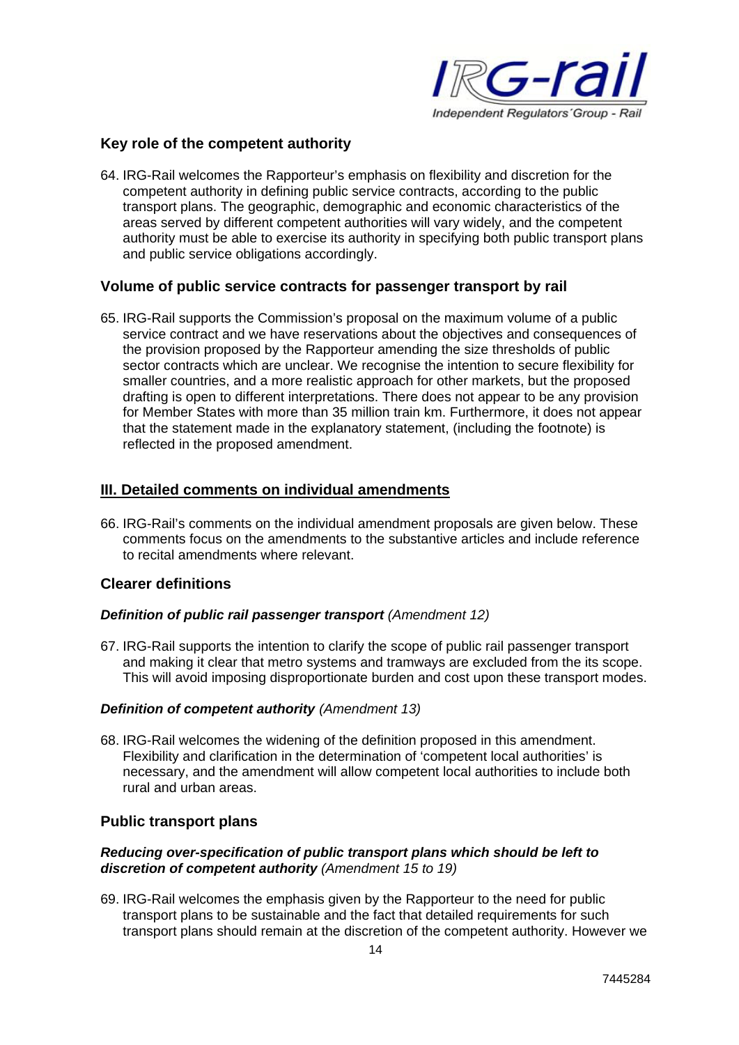## Key role of the competent authority

64. IRG-Rail welcomes the Rapporteur's emphasis on flexibility and discretion for the competent authority in defining public service contracts, according to the public transport plans. The geographic, demographic and economic characteristics of the areas served by different competent authorities will vary widely, and the competent authority must be able to exercise its authority in specifying both public transport plans and public service obligations accordingly.

## Volume of public service contracts for passenger transport by rail

65. IRG-Rail supports the Commission's proposal on the maximum volume of a public service contract and we have reservations about the objectives and consequences of the provision proposed by the Rapporteur amending the size thresholds of public sector contracts which are unclear. We recognise the intention to secure flexibility for smaller countries, and a more realistic approach for other markets, but the proposed drafting is open to different interpretations. There does not appear to be any provision for Member States with more than 35 million train km. Furthermore, it does not appear that the statement made in the explanatory statement, (including the footnote) is reflected in the proposed amendment.

# III. Detailed comments on individual amendments

66. IRG-Rail's comments on the individual amendment proposals are given below. These comments focus on the amendments to the substantive articles and include reference to recital amendments where relevant.

## Clearer definitions

### *Definition of public rail passenger transport (Amendment 12)*

67. IRG-Rail supports the intention to clarify the scope of public rail passenger transport and making it clear that metro systems and tramways are excluded from the its scope. This will avoid imposing disproportionate burden and cost upon these transport modes.

### *Definition of competent authority (Amendment 13)*

68. IRG-Rail welcomes the widening of the definition proposed in this amendment. Flexibility and clarification in the determination of 'competent local authorities' is necessary, and the amendment will allow competent local authorities to include both rural and urban areas.

## Public transport plans

### *Reducing over-specification of public transport plans which should be left to discretion of competent authority (Amendment 15 to 19)*

69. IRG-Rail welcomes the emphasis given by the Rapporteur to the need for public transport plans to be sustainable and the fact that detailed requirements for such transport plans should remain at the discretion of the competent authority. However we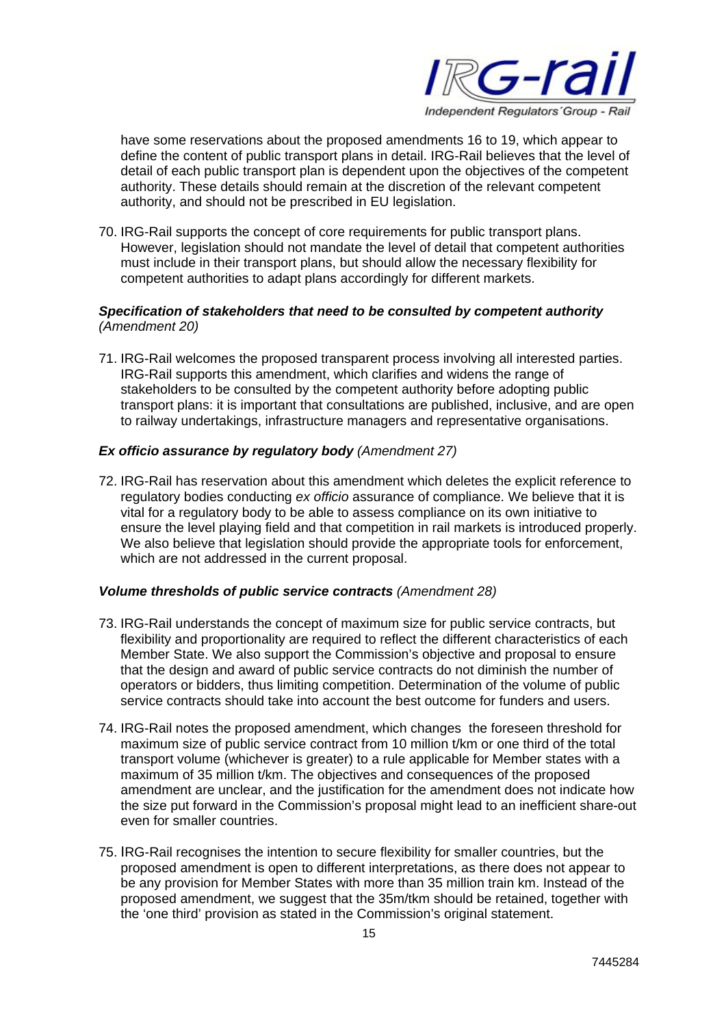have some reservations about the proposed amendments 16 to 19, which appear to define the content of public transport plans in detail. IRG-Rail believes that the level of detail of each public transport plan is dependent upon the objectives of the competent authority. These details should remain at the discretion of the relevant competent authority, and should not be prescribed in EU legislation.

70. IRG-Rail supports the concept of core requirements for public transport plans. However, legislation should not mandate the level of detail that competent authorities must include in their transport plans, but should allow the necessary flexibility for competent authorities to adapt plans accordingly for different markets.

***Specification of stakeholders that need to be consulted by competent authority*** *(Amendment 20)*

71. IRG-Rail welcomes the proposed transparent process involving all interested parties. IRG-Rail supports this amendment, which clarifies and widens the range of stakeholders to be consulted by the competent authority before adopting public transport plans: it is important that consultations are published, inclusive, and are open to railway undertakings, infrastructure managers and representative organisations.

***Ex officio assurance by regulatory body*** *(Amendment 27)*

72. IRG-Rail has reservation about this amendment which deletes the explicit reference to regulatory bodies conducting *ex officio* assurance of compliance. We believe that it is vital for a regulatory body to be able to assess compliance on its own initiative to ensure the level playing field and that competition in rail markets is introduced properly. We also believe that legislation should provide the appropriate tools for enforcement, which are not addressed in the current proposal.

***Volume thresholds of public service contracts*** *(Amendment 28)*

73. IRG-Rail understands the concept of maximum size for public service contracts, but flexibility and proportionality are required to reflect the different characteristics of each Member State. We also support the Commission's objective and proposal to ensure that the design and award of public service contracts do not diminish the number of operators or bidders, thus limiting competition. Determination of the volume of public service contracts should take into account the best outcome for funders and users.

74. IRG-Rail notes the proposed amendment, which changes the foreseen threshold for maximum size of public service contract from 10 million t/km or one third of the total transport volume (whichever is greater) to a rule applicable for Member states with a maximum of 35 million t/km. The objectives and consequences of the proposed amendment are unclear, and the justification for the amendment does not indicate how the size put forward in the Commission's proposal might lead to an inefficient share-out even for smaller countries.

75. IRG-Rail recognises the intention to secure flexibility for smaller countries, but the proposed amendment is open to different interpretations, as there does not appear to be any provision for Member States with more than 35 million train km. Instead of the proposed amendment, we suggest that the 35m/tkm should be retained, together with the 'one third' provision as stated in the Commission's original statement.

7445284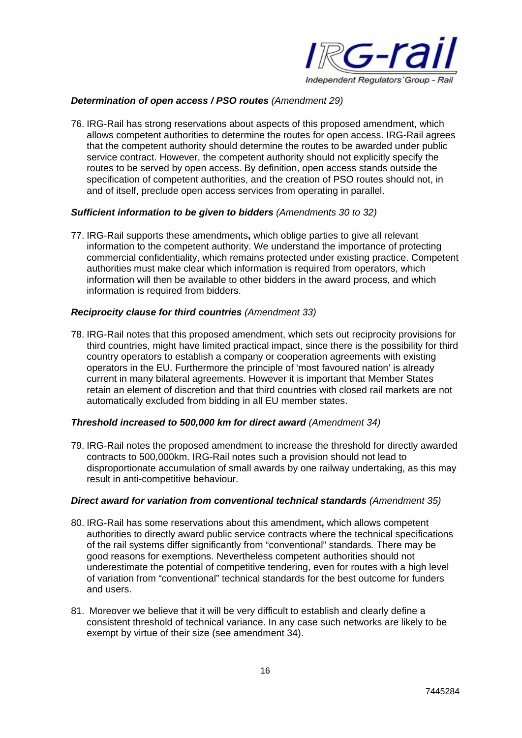***Determination of open access / PSO routes*** *(Amendment 29)*

76. IRG-Rail has strong reservations about aspects of this proposed amendment, which allows competent authorities to determine the routes for open access. IRG-Rail agrees that the competent authority should determine the routes to be awarded under public service contract. However, the competent authority should not explicitly specify the routes to be served by open access. By definition, open access stands outside the specification of competent authorities, and the creation of PSO routes should not, in and of itself, preclude open access services from operating in parallel.

***Sufficient information to be given to bidders*** *(Amendments 30 to 32)*

77. IRG-Rail supports these amendments**,** which oblige parties to give all relevant information to the competent authority. We understand the importance of protecting commercial confidentiality, which remains protected under existing practice. Competent authorities must make clear which information is required from operators, which information will then be available to other bidders in the award process, and which information is required from bidders.

***Reciprocity clause for third countries*** *(Amendment 33)*

78. IRG-Rail notes that this proposed amendment, which sets out reciprocity provisions for third countries, might have limited practical impact, since there is the possibility for third country operators to establish a company or cooperation agreements with existing operators in the EU. Furthermore the principle of 'most favoured nation' is already current in many bilateral agreements. However it is important that Member States retain an element of discretion and that third countries with closed rail markets are not automatically excluded from bidding in all EU member states.

***Threshold increased to 500,000 km for direct award*** *(Amendment 34)*

79. IRG-Rail notes the proposed amendment to increase the threshold for directly awarded contracts to 500,000km. IRG-Rail notes such a provision should not lead to disproportionate accumulation of small awards by one railway undertaking, as this may result in anti-competitive behaviour.

***Direct award for variation from conventional technical standards*** *(Amendment 35)*

80. IRG-Rail has some reservations about this amendment**,** which allows competent authorities to directly award public service contracts where the technical specifications of the rail systems differ significantly from "conventional" standards*.* There may be good reasons for exemptions. Nevertheless competent authorities should not underestimate the potential of competitive tendering, even for routes with a high level of variation from "conventional" technical standards for the best outcome for funders and users.

81. Moreover we believe that it will be very difficult to establish and clearly define a consistent threshold of technical variance. In any case such networks are likely to be exempt by virtue of their size (see amendment 34).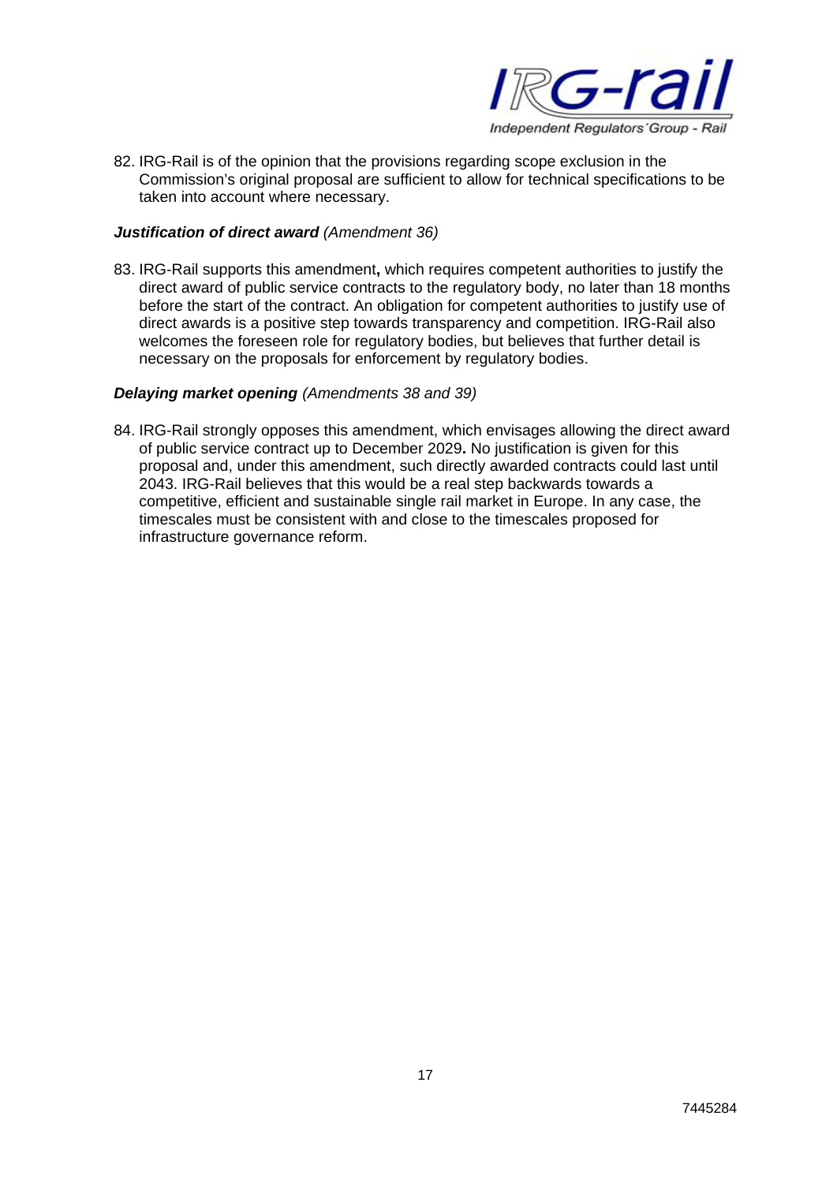82. IRG-Rail is of the opinion that the provisions regarding scope exclusion in the Commission's original proposal are sufficient to allow for technical specifications to be taken into account where necessary.

***Justification of direct award*** *(Amendment 36)*

83. IRG-Rail supports this amendment**,** which requires competent authorities to justify the direct award of public service contracts to the regulatory body, no later than 18 months before the start of the contract. An obligation for competent authorities to justify use of direct awards is a positive step towards transparency and competition. IRG-Rail also welcomes the foreseen role for regulatory bodies, but believes that further detail is necessary on the proposals for enforcement by regulatory bodies.

***Delaying market opening*** *(Amendments 38 and 39)*

84. IRG-Rail strongly opposes this amendment, which envisages allowing the direct award of public service contract up to December 2029**.** No justification is given for this proposal and, under this amendment, such directly awarded contracts could last until 2043. IRG-Rail believes that this would be a real step backwards towards a competitive, efficient and sustainable single rail market in Europe. In any case, the timescales must be consistent with and close to the timescales proposed for infrastructure governance reform.

7445284